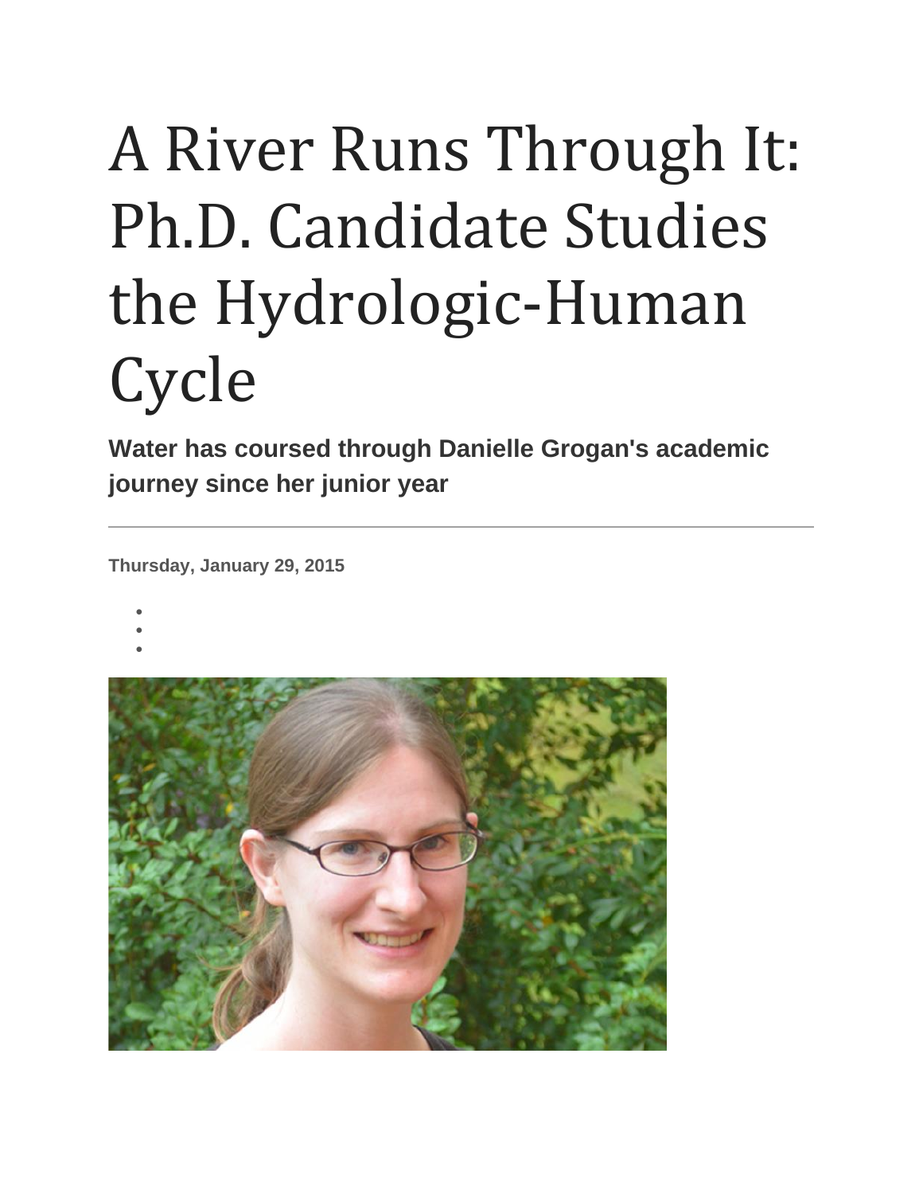# A River Runs Through It: Ph.D. Candidate Studies the Hydrologic-Human Cycle

**Water has coursed through Danielle Grogan's academic journey since her junior year**

---

**Thursday, January 29, 2015**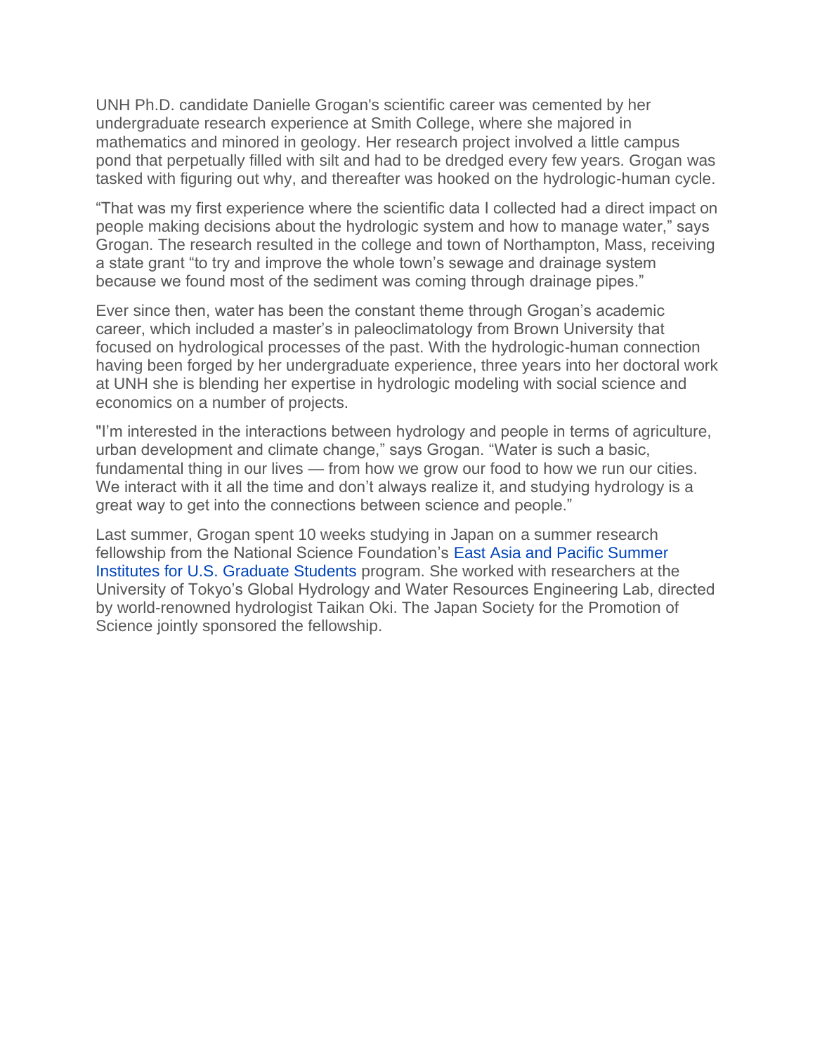UNH Ph.D. candidate Danielle Grogan's scientific career was cemented by her undergraduate research experience at Smith College, where she majored in mathematics and minored in geology. Her research project involved a little campus pond that perpetually filled with silt and had to be dredged every few years. Grogan was tasked with figuring out why, and thereafter was hooked on the hydrologic-human cycle.

“That was my first experience where the scientific data I collected had a direct impact on people making decisions about the hydrologic system and how to manage water,” says Grogan. The research resulted in the college and town of Northampton, Mass, receiving a state grant “to try and improve the whole town’s sewage and drainage system because we found most of the sediment was coming through drainage pipes.”

Ever since then, water has been the constant theme through Grogan’s academic career, which included a master’s in paleoclimatology from Brown University that focused on hydrological processes of the past. With the hydrologic-human connection having been forged by her undergraduate experience, three years into her doctoral work at UNH she is blending her expertise in hydrologic modeling with social science and economics on a number of projects.

"I’m interested in the interactions between hydrology and people in terms of agriculture, urban development and climate change,” says Grogan. “Water is such a basic, fundamental thing in our lives — from how we grow our food to how we run our cities. We interact with it all the time and don’t always realize it, and studying hydrology is a great way to get into the connections between science and people.”

Last summer, Grogan spent 10 weeks studying in Japan on a summer research fellowship from the National Science Foundation’s East Asia and Pacific Summer Institutes for U.S. Graduate Students program. She worked with researchers at the University of Tokyo’s Global Hydrology and Water Resources Engineering Lab, directed by world-renowned hydrologist Taikan Oki. The Japan Society for the Promotion of Science jointly sponsored the fellowship.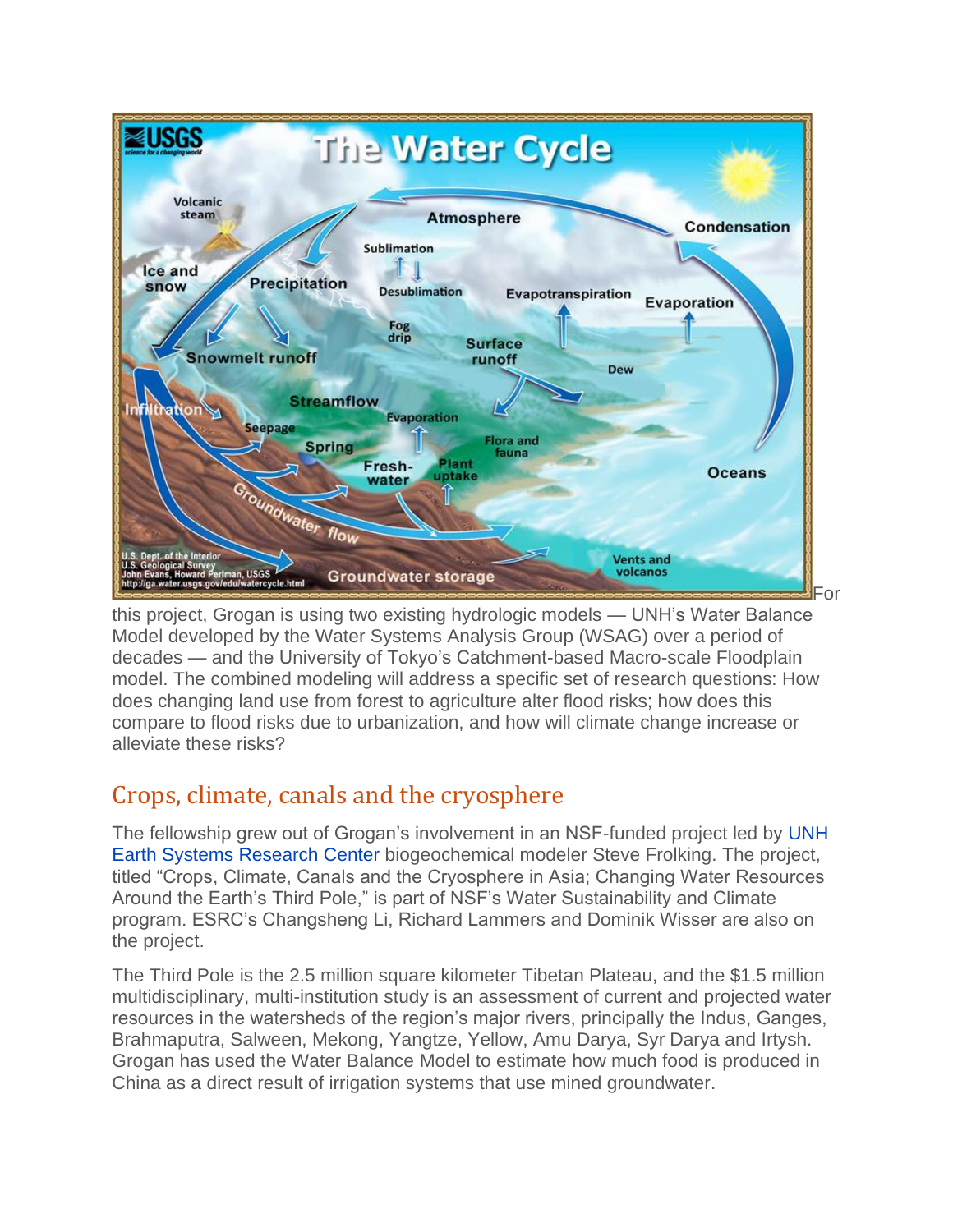For this project, Grogan is using two existing hydrologic models — UNH's Water Balance Model developed by the Water Systems Analysis Group (WSAG) over a period of decades — and the University of Tokyo's Catchment-based Macro-scale Floodplain model. The combined modeling will address a specific set of research questions: How does changing land use from forest to agriculture alter flood risks; how does this compare to flood risks due to urbanization, and how will climate change increase or alleviate these risks?

## Crops, climate, canals and the cryosphere

The fellowship grew out of Grogan's involvement in an NSF-funded project led by UNH Earth Systems Research Center biogeochemical modeler Steve Frolking. The project, titled "Crops, Climate, Canals and the Cryosphere in Asia; Changing Water Resources Around the Earth's Third Pole," is part of NSF's Water Sustainability and Climate program. ESRC's Changsheng Li, Richard Lammers and Dominik Wisser are also on the project.

The Third Pole is the 2.5 million square kilometer Tibetan Plateau, and the $1.5 million multidisciplinary, multi-institution study is an assessment of current and projected water resources in the watersheds of the region's major rivers, principally the Indus, Ganges, Brahmaputra, Salween, Mekong, Yangtze, Yellow, Amu Darya, Syr Darya and Irtysh. Grogan has used the Water Balance Model to estimate how much food is produced in China as a direct result of irrigation systems that use mined groundwater.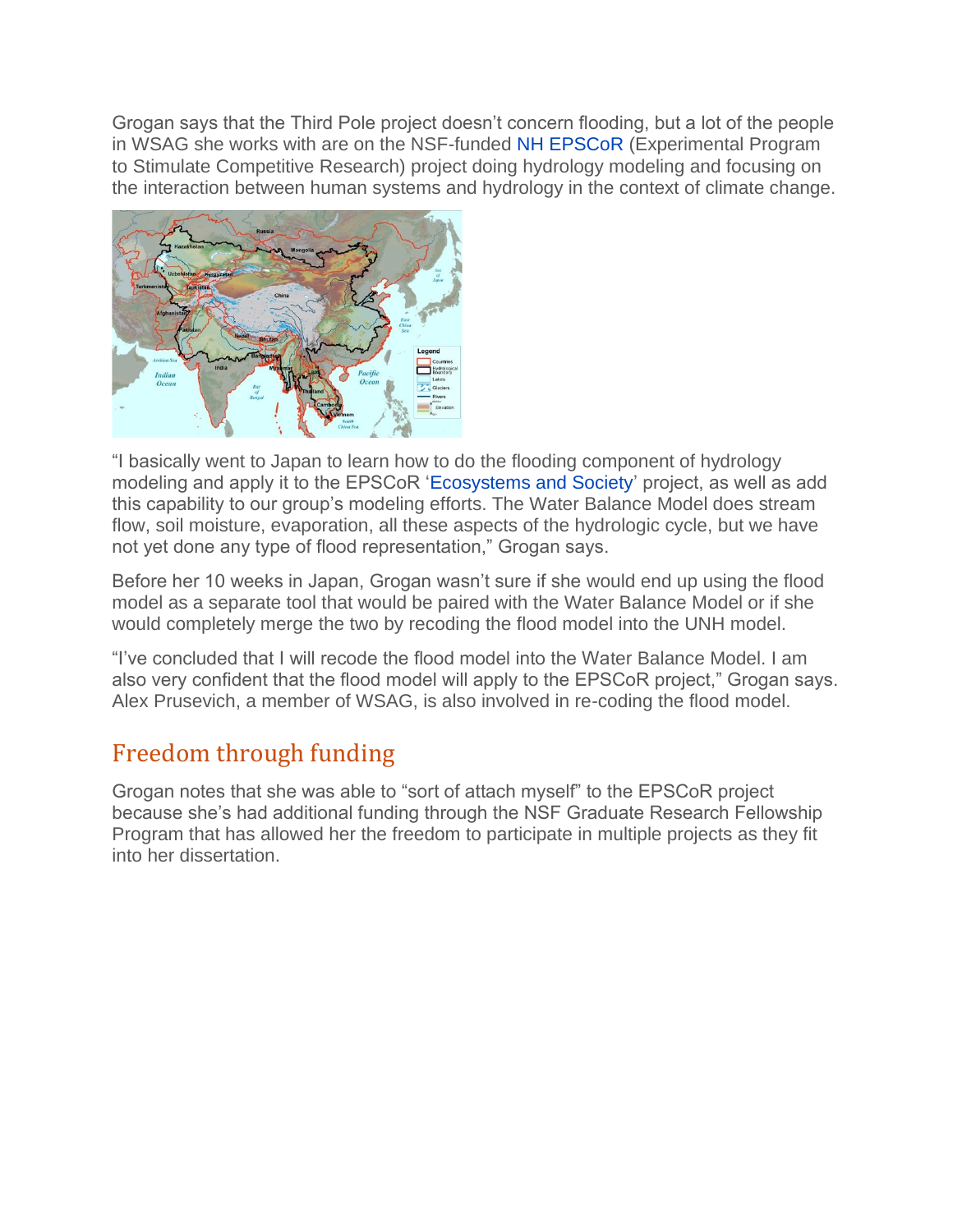Grogan says that the Third Pole project doesn't concern flooding, but a lot of the people in WSAG she works with are on the NSF-funded NH EPSCoR (Experimental Program to Stimulate Competitive Research) project doing hydrology modeling and focusing on the interaction between human systems and hydrology in the context of climate change.

"I basically went to Japan to learn how to do the flooding component of hydrology modeling and apply it to the EPSCoR 'Ecosystems and Society' project, as well as add this capability to our group's modeling efforts. The Water Balance Model does stream flow, soil moisture, evaporation, all these aspects of the hydrologic cycle, but we have not yet done any type of flood representation," Grogan says.

Before her 10 weeks in Japan, Grogan wasn't sure if she would end up using the flood model as a separate tool that would be paired with the Water Balance Model or if she would completely merge the two by recoding the flood model into the UNH model.

"I've concluded that I will recode the flood model into the Water Balance Model. I am also very confident that the flood model will apply to the EPSCoR project," Grogan says. Alex Prusevich, a member of WSAG, is also involved in re-coding the flood model.

## Freedom through funding

Grogan notes that she was able to "sort of attach myself" to the EPSCoR project because she's had additional funding through the NSF Graduate Research Fellowship Program that has allowed her the freedom to participate in multiple projects as they fit into her dissertation.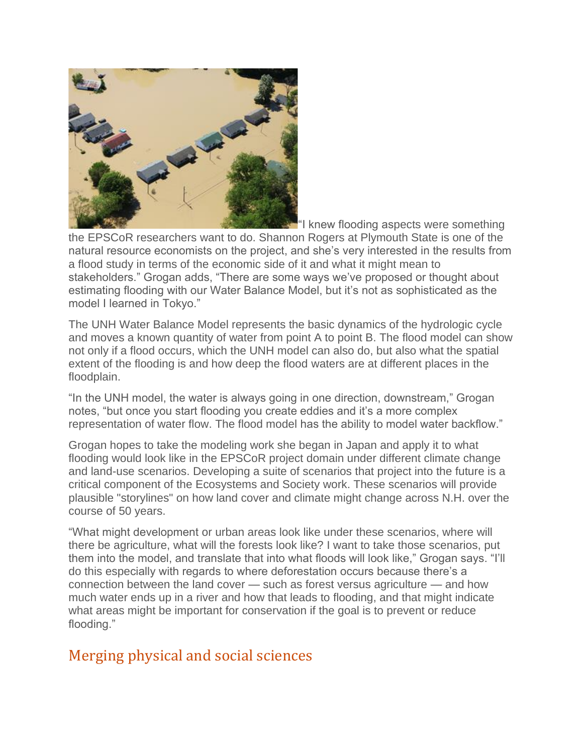"I knew flooding aspects were something the EPSCoR researchers want to do. Shannon Rogers at Plymouth State is one of the natural resource economists on the project, and she's very interested in the results from a flood study in terms of the economic side of it and what it might mean to stakeholders." Grogan adds, "There are some ways we've proposed or thought about estimating flooding with our Water Balance Model, but it's not as sophisticated as the model I learned in Tokyo."

The UNH Water Balance Model represents the basic dynamics of the hydrologic cycle and moves a known quantity of water from point A to point B. The flood model can show not only if a flood occurs, which the UNH model can also do, but also what the spatial extent of the flooding is and how deep the flood waters are at different places in the floodplain.

"In the UNH model, the water is always going in one direction, downstream," Grogan notes, "but once you start flooding you create eddies and it's a more complex representation of water flow. The flood model has the ability to model water backflow."

Grogan hopes to take the modeling work she began in Japan and apply it to what flooding would look like in the EPSCoR project domain under different climate change and land-use scenarios. Developing a suite of scenarios that project into the future is a critical component of the Ecosystems and Society work. These scenarios will provide plausible "storylines" on how land cover and climate might change across N.H. over the course of 50 years.

"What might development or urban areas look like under these scenarios, where will there be agriculture, what will the forests look like? I want to take those scenarios, put them into the model, and translate that into what floods will look like," Grogan says. "I'll do this especially with regards to where deforestation occurs because there's a connection between the land cover — such as forest versus agriculture — and how much water ends up in a river and how that leads to flooding, and that might indicate what areas might be important for conservation if the goal is to prevent or reduce flooding."

## Merging physical and social sciences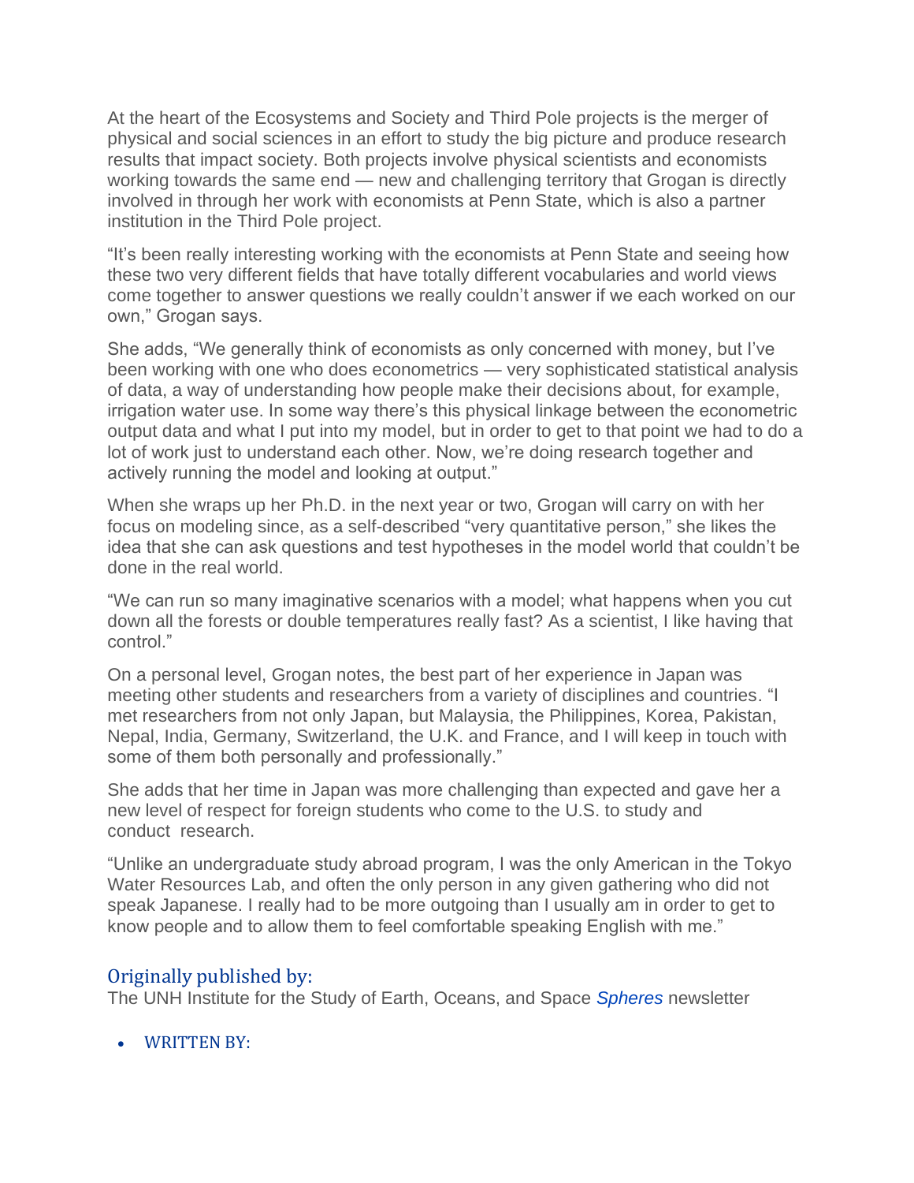At the heart of the Ecosystems and Society and Third Pole projects is the merger of physical and social sciences in an effort to study the big picture and produce research results that impact society. Both projects involve physical scientists and economists working towards the same end — new and challenging territory that Grogan is directly involved in through her work with economists at Penn State, which is also a partner institution in the Third Pole project.

"It's been really interesting working with the economists at Penn State and seeing how these two very different fields that have totally different vocabularies and world views come together to answer questions we really couldn't answer if we each worked on our own," Grogan says.

She adds, "We generally think of economists as only concerned with money, but I've been working with one who does econometrics — very sophisticated statistical analysis of data, a way of understanding how people make their decisions about, for example, irrigation water use. In some way there's this physical linkage between the econometric output data and what I put into my model, but in order to get to that point we had to do a lot of work just to understand each other. Now, we're doing research together and actively running the model and looking at output."

When she wraps up her Ph.D. in the next year or two, Grogan will carry on with her focus on modeling since, as a self-described "very quantitative person," she likes the idea that she can ask questions and test hypotheses in the model world that couldn't be done in the real world.

"We can run so many imaginative scenarios with a model; what happens when you cut down all the forests or double temperatures really fast? As a scientist, I like having that control."

On a personal level, Grogan notes, the best part of her experience in Japan was meeting other students and researchers from a variety of disciplines and countries. "I met researchers from not only Japan, but Malaysia, the Philippines, Korea, Pakistan, Nepal, India, Germany, Switzerland, the U.K. and France, and I will keep in touch with some of them both personally and professionally."

She adds that her time in Japan was more challenging than expected and gave her a new level of respect for foreign students who come to the U.S. to study and conduct research.

"Unlike an undergraduate study abroad program, I was the only American in the Tokyo Water Resources Lab, and often the only person in any given gathering who did not speak Japanese. I really had to be more outgoing than I usually am in order to get to know people and to allow them to feel comfortable speaking English with me."

## Originally published by:

The UNH Institute for the Study of Earth, Oceans, and Space *Spheres* newsletter

- WRITTEN BY: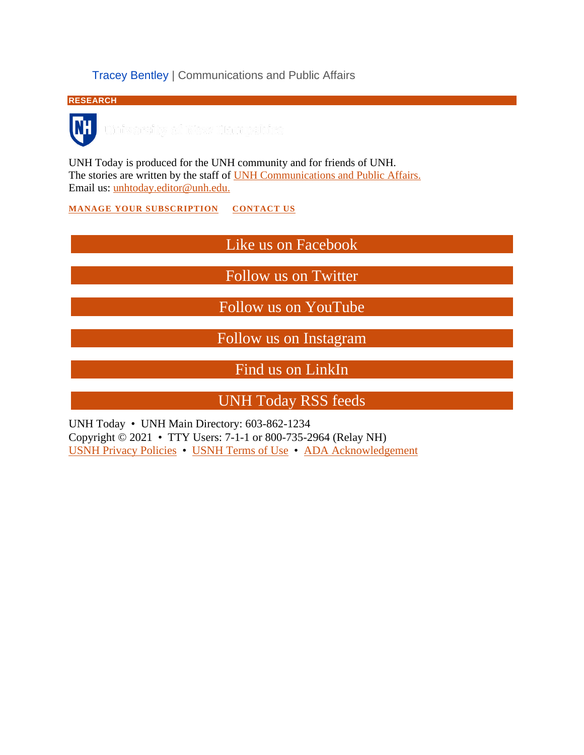Tracey Bentley | Communications and Public Affairs

**RESEARCH**

UNH Today is produced for the UNH community and for friends of UNH.
The stories are written by the staff of UNH Communications and Public Affairs.
Email us: unhtoday.editor@unh.edu.

**MANAGE YOUR SUBSCRIPTION** **CONTACT US**

Like us on Facebook

Follow us on Twitter

Follow us on YouTube

Follow us on Instagram

Find us on LinkIn

UNH Today RSS feeds

UNH Today • UNH Main Directory: 603-862-1234
Copyright © 2021 • TTY Users: 7-1-1 or 800-735-2964 (Relay NH)
USNH Privacy Policies • USNH Terms of Use • ADA Acknowledgement